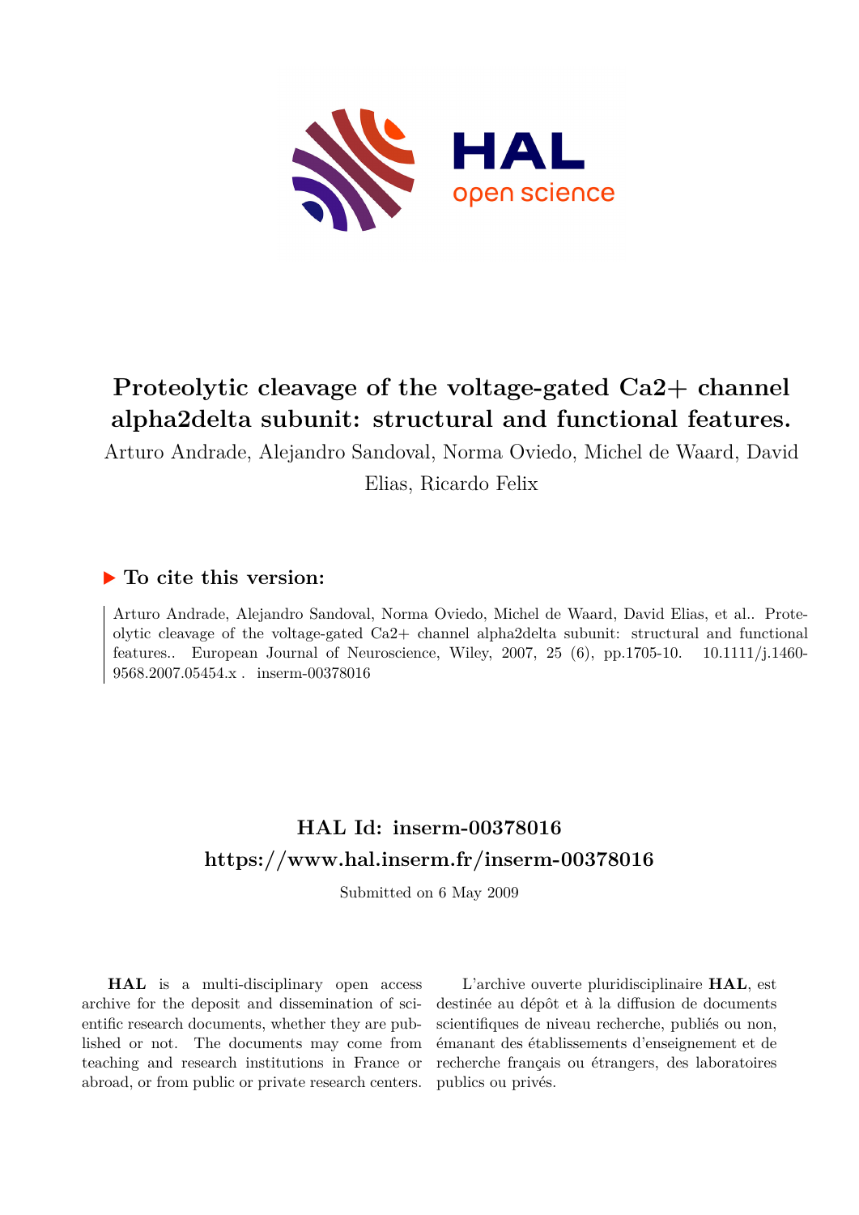# Proteolytic cleavage of the voltage-gated Ca2+ channel alpha2delta subunit: structural and functional features.

Arturo Andrade, Alejandro Sandoval, Norma Oviedo, Michel de Waard, David Elias, Ricardo Felix

## ▶ To cite this version:

Arturo Andrade, Alejandro Sandoval, Norma Oviedo, Michel de Waard, David Elias, et al.. Proteolytic cleavage of the voltage-gated Ca2+ channel alpha2delta subunit: structural and functional features.. European Journal of Neuroscience, Wiley, 2007, 25 (6), pp.1705-10. 10.1111/j.1460-9568.2007.05454.x . inserm-00378016

## HAL Id: inserm-00378016
## https://www.hal.inserm.fr/inserm-00378016

Submitted on 6 May 2009

**HAL** is a multi-disciplinary open access archive for the deposit and dissemination of scientific research documents, whether they are published or not. The documents may come from teaching and research institutions in France or abroad, or from public or private research centers.

L'archive ouverte pluridisciplinaire **HAL**, est destinée au dépôt et à la diffusion de documents scientifiques de niveau recherche, publiés ou non, émanant des établissements d'enseignement et de recherche français ou étrangers, des laboratoires publics ou privés.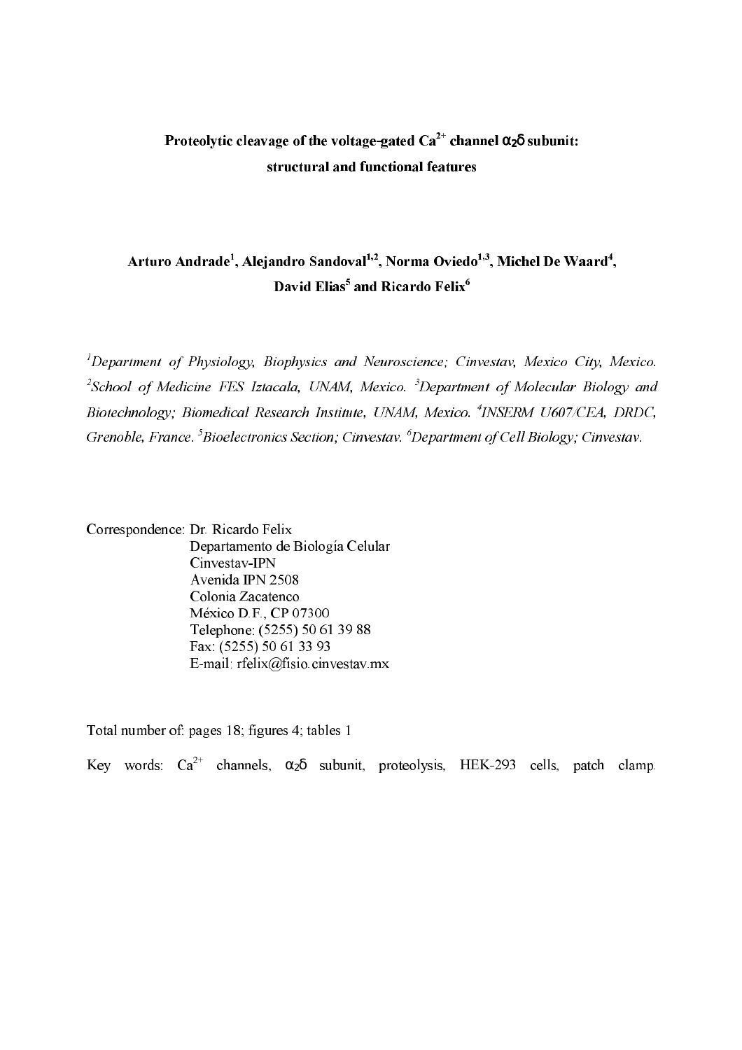**Proteolytic cleavage of the voltage-gated $Ca^{2+}$ channel $\alpha_2\delta$ subunit: structural and functional features**

**Arturo Andrade[1], Alejandro Sandoval[1,2], Norma Oviedo[1,3], Michel De Waard[4], David Elias[5] and Ricardo Felix[6]**

*[1]Department of Physiology, Biophysics and Neuroscience; Cinvestav, Mexico City, Mexico. [2]School of Medicine FES Iztacala, UNAM, Mexico. [3]Department of Molecular Biology and Biotechnology; Biomedical Research Institute, UNAM, Mexico. [4]INSERM U607/CEA, DRDC, Grenoble, France. [5]Bioelectronics Section; Cinvestav. [6]Department of Cell Biology; Cinvestav.*

Correspondence: Dr. Ricardo Felix
Departamento de Biología Celular
Cinvestav-IPN
Avenida IPN 2508
Colonia Zacatenco
México D.F., CP 07300
Telephone: (5255) 50 61 39 88
Fax: (5255) 50 61 33 93
E-mail: rfelix@fisio.cinvestav.mx

Total number of: pages 18; figures 4; tables 1

Key words: $Ca^{2+}$ channels, $\alpha_2\delta$ subunit, proteolysis, HEK-293 cells, patch clamp.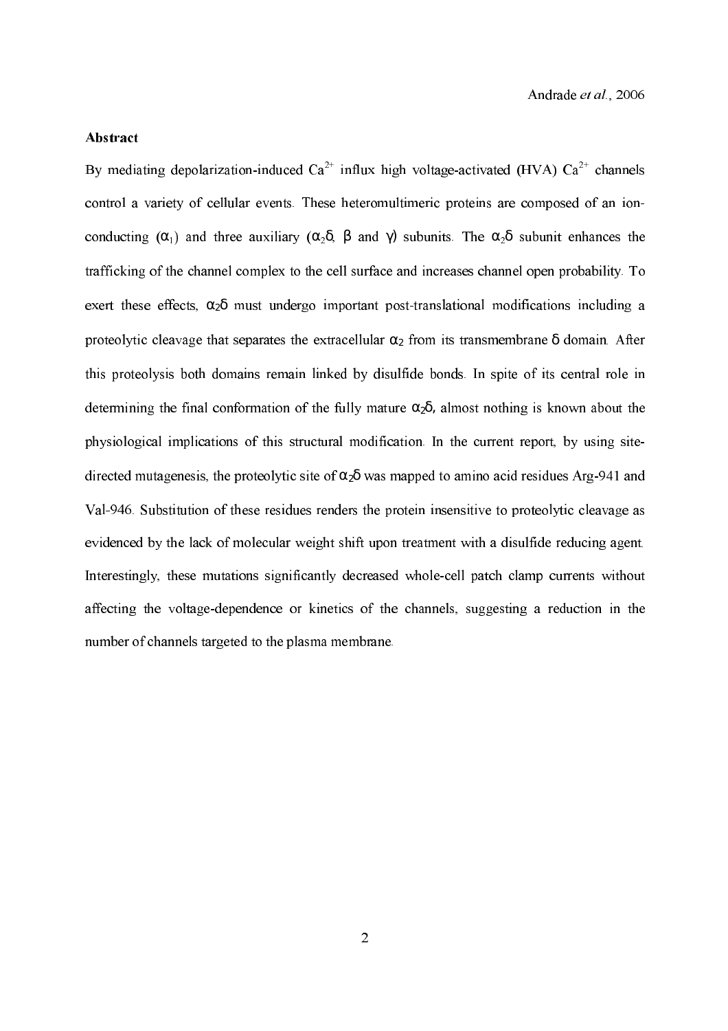## Abstract

By mediating depolarization-induced $Ca^{2+}$ influx high voltage-activated (HVA) $Ca^{2+}$ channels control a variety of cellular events. These heteromultimeric proteins are composed of an ion-conducting ($\alpha_1$) and three auxiliary ($\alpha_2\delta$, $\beta$ and $\gamma$) subunits. The $\alpha_2\delta$ subunit enhances the trafficking of the channel complex to the cell surface and increases channel open probability. To exert these effects, $\alpha_2\delta$ must undergo important post-translational modifications including a proteolytic cleavage that separates the extracellular $\alpha_2$ from its transmembrane $\delta$ domain. After this proteolysis both domains remain linked by disulfide bonds. In spite of its central role in determining the final conformation of the fully mature $\alpha_2\delta$, almost nothing is known about the physiological implications of this structural modification. In the current report, by using site-directed mutagenesis, the proteolytic site of $\alpha_2\delta$ was mapped to amino acid residues Arg-941 and Val-946. Substitution of these residues renders the protein insensitive to proteolytic cleavage as evidenced by the lack of molecular weight shift upon treatment with a disulfide reducing agent. Interestingly, these mutations significantly decreased whole-cell patch clamp currents without affecting the voltage-dependence or kinetics of the channels, suggesting a reduction in the number of channels targeted to the plasma membrane.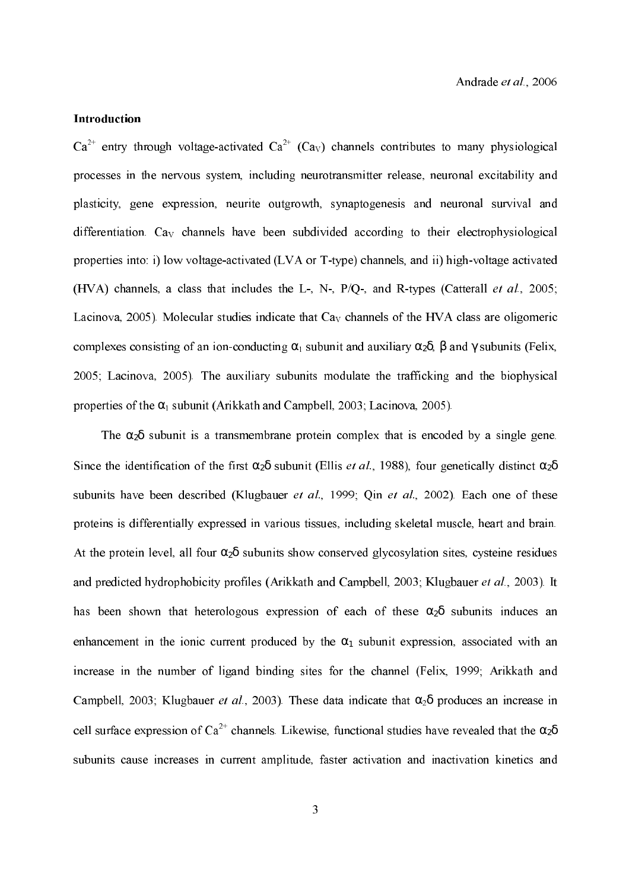## Introduction

$Ca^{2+}$ entry through voltage-activated $Ca^{2+}$ ($Ca_V$) channels contributes to many physiological processes in the nervous system, including neurotransmitter release, neuronal excitability and plasticity, gene expression, neurite outgrowth, synaptogenesis and neuronal survival and differentiation. $Ca_V$ channels have been subdivided according to their electrophysiological properties into: i) low voltage-activated (LVA or T-type) channels, and ii) high-voltage activated (HVA) channels, a class that includes the L-, N-, P/Q-, and R-types (Catterall *et al.*, 2005; Lacinova, 2005). Molecular studies indicate that $Ca_V$ channels of the HVA class are oligomeric complexes consisting of an ion-conducting $\alpha_1$ subunit and auxiliary $\alpha_2\delta$, $\beta$ and $\gamma$ subunits (Felix, 2005; Lacinova, 2005). The auxiliary subunits modulate the trafficking and the biophysical properties of the $\alpha_1$ subunit (Arikkath and Campbell, 2003; Lacinova, 2005).

The $\alpha_2\delta$ subunit is a transmembrane protein complex that is encoded by a single gene. Since the identification of the first $\alpha_2\delta$ subunit (Ellis *et al.*, 1988), four genetically distinct $\alpha_2\delta$ subunits have been described (Klugbauer *et al.*, 1999; Qin *et al.*, 2002). Each one of these proteins is differentially expressed in various tissues, including skeletal muscle, heart and brain. At the protein level, all four $\alpha_2\delta$ subunits show conserved glycosylation sites, cysteine residues and predicted hydrophobicity profiles (Arikkath and Campbell, 2003; Klugbauer *et al.*, 2003). It has been shown that heterologous expression of each of these $\alpha_2\delta$ subunits induces an enhancement in the ionic current produced by the $\alpha_1$ subunit expression, associated with an increase in the number of ligand binding sites for the channel (Felix, 1999; Arikkath and Campbell, 2003; Klugbauer *et al.*, 2003). These data indicate that $\alpha_2\delta$ produces an increase in cell surface expression of $Ca^{2+}$ channels. Likewise, functional studies have revealed that the $\alpha_2\delta$ subunits cause increases in current amplitude, faster activation and inactivation kinetics and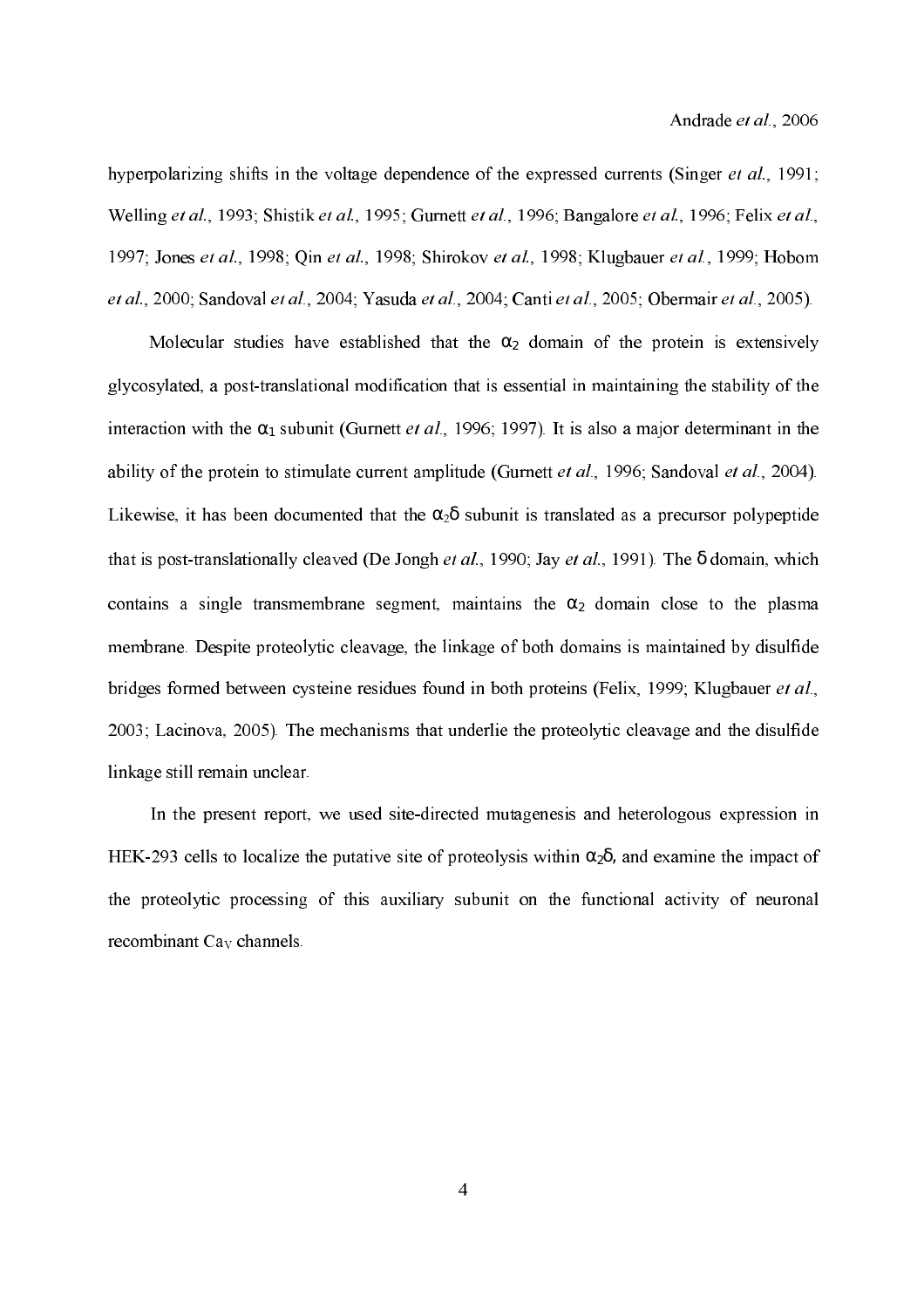hyperpolarizing shifts in the voltage dependence of the expressed currents (Singer *et al.*, 1991; Welling *et al.*, 1993; Shistik *et al.*, 1995; Gurnett *et al.*, 1996; Bangalore *et al.*, 1996; Felix *et al.*, 1997; Jones *et al.*, 1998; Qin *et al.*, 1998; Shirokov *et al.*, 1998; Klugbauer *et al.*, 1999; Hobom *et al.*, 2000; Sandoval *et al.*, 2004; Yasuda *et al.*, 2004; Canti *et al.*, 2005; Obermair *et al.*, 2005).

Molecular studies have established that the $\alpha_2$ domain of the protein is extensively glycosylated, a post-translational modification that is essential in maintaining the stability of the interaction with the $\alpha_1$ subunit (Gurnett *et al.*, 1996; 1997). It is also a major determinant in the ability of the protein to stimulate current amplitude (Gurnett *et al.*, 1996; Sandoval *et al.*, 2004). Likewise, it has been documented that the $\alpha_2\delta$ subunit is translated as a precursor polypeptide that is post-translationally cleaved (De Jongh *et al.*, 1990; Jay *et al.*, 1991). The $\delta$ domain, which contains a single transmembrane segment, maintains the $\alpha_2$ domain close to the plasma membrane. Despite proteolytic cleavage, the linkage of both domains is maintained by disulfide bridges formed between cysteine residues found in both proteins (Felix, 1999; Klugbauer *et al.*, 2003; Lacinova, 2005). The mechanisms that underlie the proteolytic cleavage and the disulfide linkage still remain unclear.

In the present report, we used site-directed mutagenesis and heterologous expression in HEK-293 cells to localize the putative site of proteolysis within $\alpha_2\delta$, and examine the impact of the proteolytic processing of this auxiliary subunit on the functional activity of neuronal recombinant $Ca_V$ channels.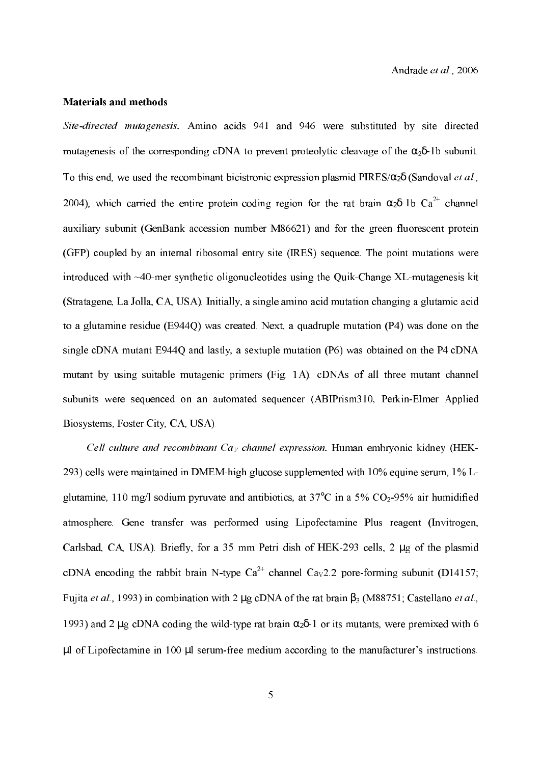## Materials and methods

*Site-directed mutagenesis.* Amino acids 941 and 946 were substituted by site directed mutagenesis of the corresponding cDNA to prevent proteolytic cleavage of the $\alpha_2\delta$-1b subunit. To this end, we used the recombinant bicistronic expression plasmid PIRES/$\alpha_2\delta$ (Sandoval *et al.*, 2004), which carried the entire protein-coding region for the rat brain $\alpha_2\delta$-1b $Ca^{2+}$ channel auxiliary subunit (GenBank accession number M86621) and for the green fluorescent protein (GFP) coupled by an internal ribosomal entry site (IRES) sequence. The point mutations were introduced with ~40-mer synthetic oligonucleotides using the Quik-Change XL-mutagenesis kit (Stratagene, La Jolla, CA, USA). Initially, a single amino acid mutation changing a glutamic acid to a glutamine residue (E944Q) was created. Next, a quadruple mutation (P4) was done on the single cDNA mutant E944Q and lastly, a sextuple mutation (P6) was obtained on the P4 cDNA mutant by using suitable mutagenic primers (Fig. 1A). cDNAs of all three mutant channel subunits were sequenced on an automated sequencer (ABIPrism310, Perkin-Elmer Applied Biosystems, Foster City, CA, USA).

*Cell culture and recombinant $Ca_V$ channel expression.* Human embryonic kidney (HEK-293) cells were maintained in DMEM-high glucose supplemented with 10% equine serum, 1% L-glutamine, 110 mg/l sodium pyruvate and antibiotics, at 37°C in a 5% $CO_2$-95% air humidified atmosphere. Gene transfer was performed using Lipofectamine Plus reagent (Invitrogen, Carlsbad, CA, USA). Briefly, for a 35 mm Petri dish of HEK-293 cells, 2 μg of the plasmid cDNA encoding the rabbit brain N-type $Ca^{2+}$ channel $Ca_V2.2$ pore-forming subunit (D14157; Fujita *et al.*, 1993) in combination with 2 μg cDNA of the rat brain $\beta_3$ (M88751; Castellano *et al.*, 1993) and 2 μg cDNA coding the wild-type rat brain $\alpha_2\delta$-1 or its mutants, were premixed with 6 μl of Lipofectamine in 100 μl serum-free medium according to the manufacturer's instructions.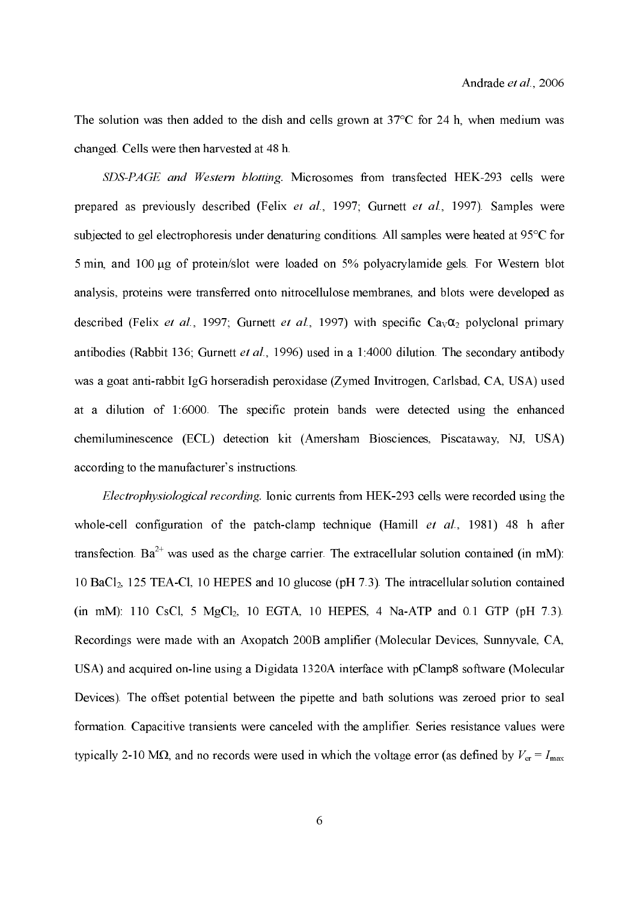The solution was then added to the dish and cells grown at 37°C for 24 h, when medium was changed. Cells were then harvested at 48 h.

*SDS-PAGE and Western blotting*. Microsomes from transfected HEK-293 cells were prepared as previously described (Felix *et al*., 1997; Gurnett *et al*., 1997). Samples were subjected to gel electrophoresis under denaturing conditions. All samples were heated at 95°C for 5 min, and 100 μg of protein/slot were loaded on 5% polyacrylamide gels. For Western blot analysis, proteins were transferred onto nitrocellulose membranes, and blots were developed as described (Felix *et al*., 1997; Gurnett *et al*., 1997) with specific $Ca_V\alpha_2$ polyclonal primary antibodies (Rabbit 136; Gurnett *et al*., 1996) used in a 1:4000 dilution. The secondary antibody was a goat anti-rabbit IgG horseradish peroxidase (Zymed Invitrogen, Carlsbad, CA, USA) used at a dilution of 1:6000. The specific protein bands were detected using the enhanced chemiluminescence (ECL) detection kit (Amersham Biosciences, Piscataway, NJ, USA) according to the manufacturer's instructions.

*Electrophysiological recording*. Ionic currents from HEK-293 cells were recorded using the whole-cell configuration of the patch-clamp technique (Hamill *et al*., 1981) 48 h after transfection. $Ba^{2+}$ was used as the charge carrier. The extracellular solution contained (in mM): 10 $BaCl_2$, 125 TEA-Cl, 10 HEPES and 10 glucose (pH 7.3). The intracellular solution contained (in mM): 110 CsCl, 5 $MgCl_2$, 10 EGTA, 10 HEPES, 4 Na-ATP and 0.1 GTP (pH 7.3). Recordings were made with an Axopatch 200B amplifier (Molecular Devices, Sunnyvale, CA, USA) and acquired on-line using a Digidata 1320A interface with pClamp8 software (Molecular Devices). The offset potential between the pipette and bath solutions was zeroed prior to seal formation. Capacitive transients were canceled with the amplifier. Series resistance values were typically 2-10 MΩ, and no records were used in which the voltage error (as defined by $V_{er} = I_{max}$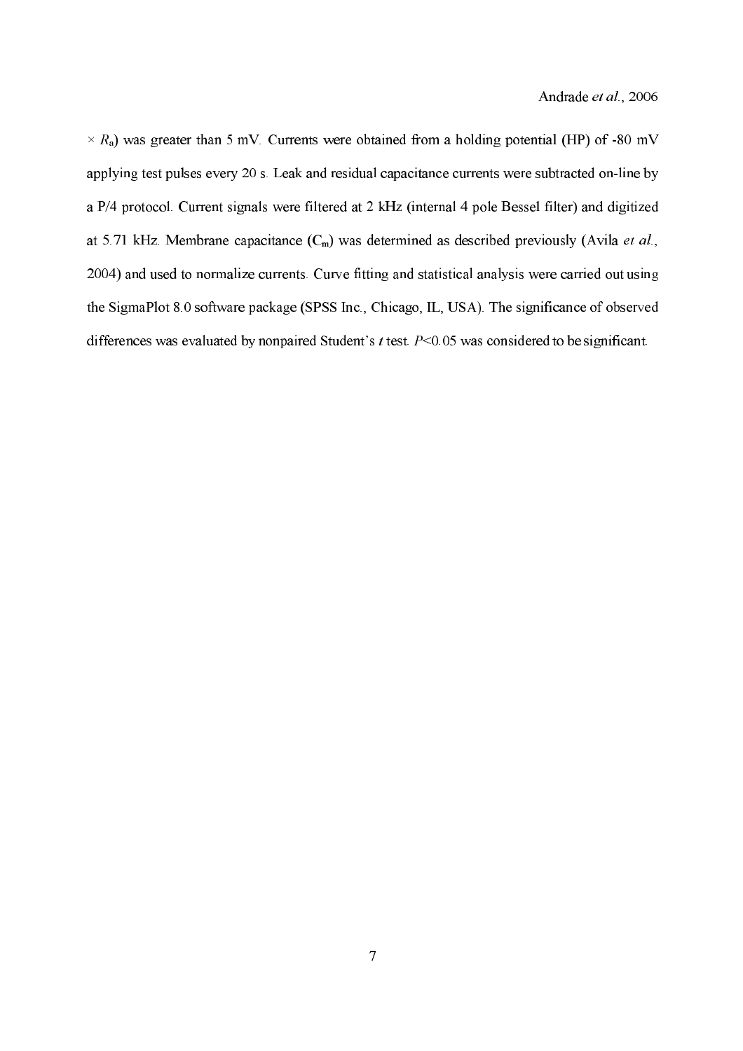$\times R_a$) was greater than 5 mV. Currents were obtained from a holding potential (HP) of -80 mV applying test pulses every 20 s. Leak and residual capacitance currents were subtracted on-line by a P/4 protocol. Current signals were filtered at 2 kHz (internal 4 pole Bessel filter) and digitized at 5.71 kHz. Membrane capacitance ($C_m$) was determined as described previously (Avila *et al.*, 2004) and used to normalize currents. Curve fitting and statistical analysis were carried out using the SigmaPlot 8.0 software package (SPSS Inc., Chicago, IL, USA). The significance of observed differences was evaluated by nonpaired Student's *t* test. $P<0.05$ was considered to be significant.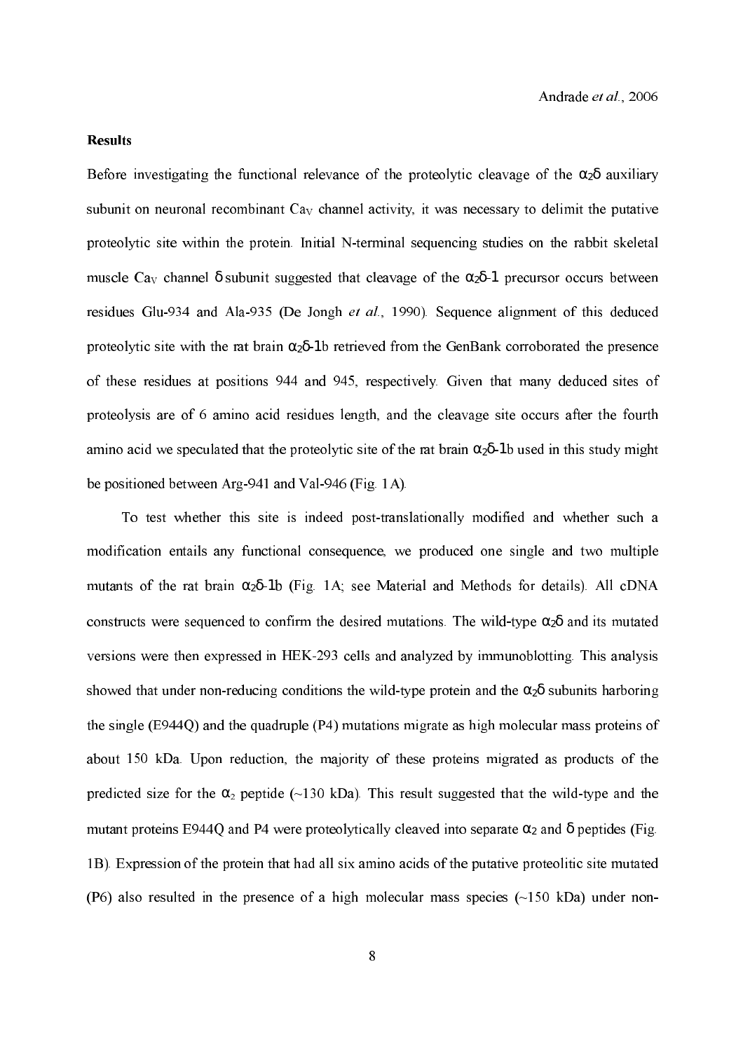**Results**

Before investigating the functional relevance of the proteolytic cleavage of the $\alpha_2\delta$ auxiliary subunit on neuronal recombinant $Ca_V$ channel activity, it was necessary to delimit the putative proteolytic site within the protein. Initial N-terminal sequencing studies on the rabbit skeletal muscle $Ca_V$ channel $\delta$ subunit suggested that cleavage of the $\alpha_2\delta$-1 precursor occurs between residues Glu-934 and Ala-935 (De Jongh *et al.*, 1990). Sequence alignment of this deduced proteolytic site with the rat brain $\alpha_2\delta$-1b retrieved from the GenBank corroborated the presence of these residues at positions 944 and 945, respectively. Given that many deduced sites of proteolysis are of 6 amino acid residues length, and the cleavage site occurs after the fourth amino acid we speculated that the proteolytic site of the rat brain $\alpha_2\delta$-1b used in this study might be positioned between Arg-941 and Val-946 (Fig. 1A).

To test whether this site is indeed post-translationally modified and whether such a modification entails any functional consequence, we produced one single and two multiple mutants of the rat brain $\alpha_2\delta$-1b (Fig. 1A; see Material and Methods for details). All cDNA constructs were sequenced to confirm the desired mutations. The wild-type $\alpha_2\delta$ and its mutated versions were then expressed in HEK-293 cells and analyzed by immunoblotting. This analysis showed that under non-reducing conditions the wild-type protein and the $\alpha_2\delta$ subunits harboring the single (E944Q) and the quadruple (P4) mutations migrate as high molecular mass proteins of about 150 kDa. Upon reduction, the majority of these proteins migrated as products of the predicted size for the $\alpha_2$ peptide (~130 kDa). This result suggested that the wild-type and the mutant proteins E944Q and P4 were proteolytically cleaved into separate $\alpha_2$ and $\delta$ peptides (Fig. 1B). Expression of the protein that had all six amino acids of the putative proteolitic site mutated (P6) also resulted in the presence of a high molecular mass species (~150 kDa) under non-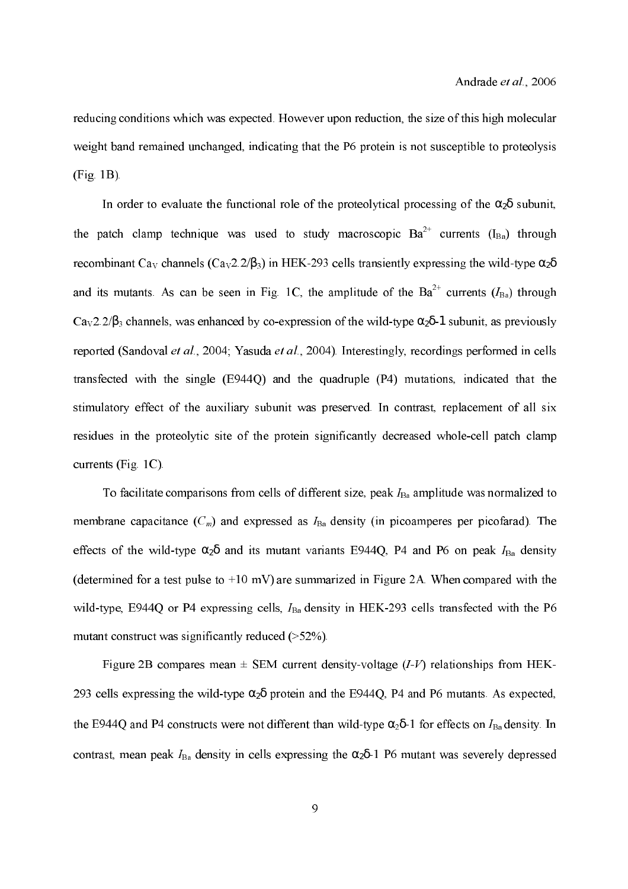reducing conditions which was expected. However upon reduction, the size of this high molecular weight band remained unchanged, indicating that the P6 protein is not susceptible to proteolysis (Fig. 1B).

In order to evaluate the functional role of the proteolytical processing of the $\alpha_2\delta$ subunit, the patch clamp technique was used to study macroscopic $Ba^{2+}$ currents ($I_{Ba}$) through recombinant $Ca_V$ channels ($Ca_V2.2/\beta_3$) in HEK-293 cells transiently expressing the wild-type $\alpha_2\delta$ and its mutants. As can be seen in Fig. 1C, the amplitude of the $Ba^{2+}$ currents ($I_{Ba}$) through $Ca_V2.2/\beta_3$ channels, was enhanced by co-expression of the wild-type $\alpha_2\delta$-1 subunit, as previously reported (Sandoval *et al.*, 2004; Yasuda *et al.*, 2004). Interestingly, recordings performed in cells transfected with the single (E944Q) and the quadruple (P4) mutations, indicated that the stimulatory effect of the auxiliary subunit was preserved. In contrast, replacement of all six residues in the proteolytic site of the protein significantly decreased whole-cell patch clamp currents (Fig. 1C).

To facilitate comparisons from cells of different size, peak $I_{Ba}$ amplitude was normalized to membrane capacitance ($C_m$) and expressed as $I_{Ba}$ density (in picoamperes per picofarad). The effects of the wild-type $\alpha_2\delta$ and its mutant variants E944Q, P4 and P6 on peak $I_{Ba}$ density (determined for a test pulse to +10 mV) are summarized in Figure 2A. When compared with the wild-type, E944Q or P4 expressing cells, $I_{Ba}$ density in HEK-293 cells transfected with the P6 mutant construct was significantly reduced (>52%).

Figure 2B compares mean ± SEM current density-voltage (*I-V*) relationships from HEK-293 cells expressing the wild-type $\alpha_2\delta$ protein and the E944Q, P4 and P6 mutants. As expected, the E944Q and P4 constructs were not different than wild-type $\alpha_2\delta$-1 for effects on $I_{Ba}$ density. In contrast, mean peak $I_{Ba}$ density in cells expressing the $\alpha_2\delta$-1 P6 mutant was severely depressed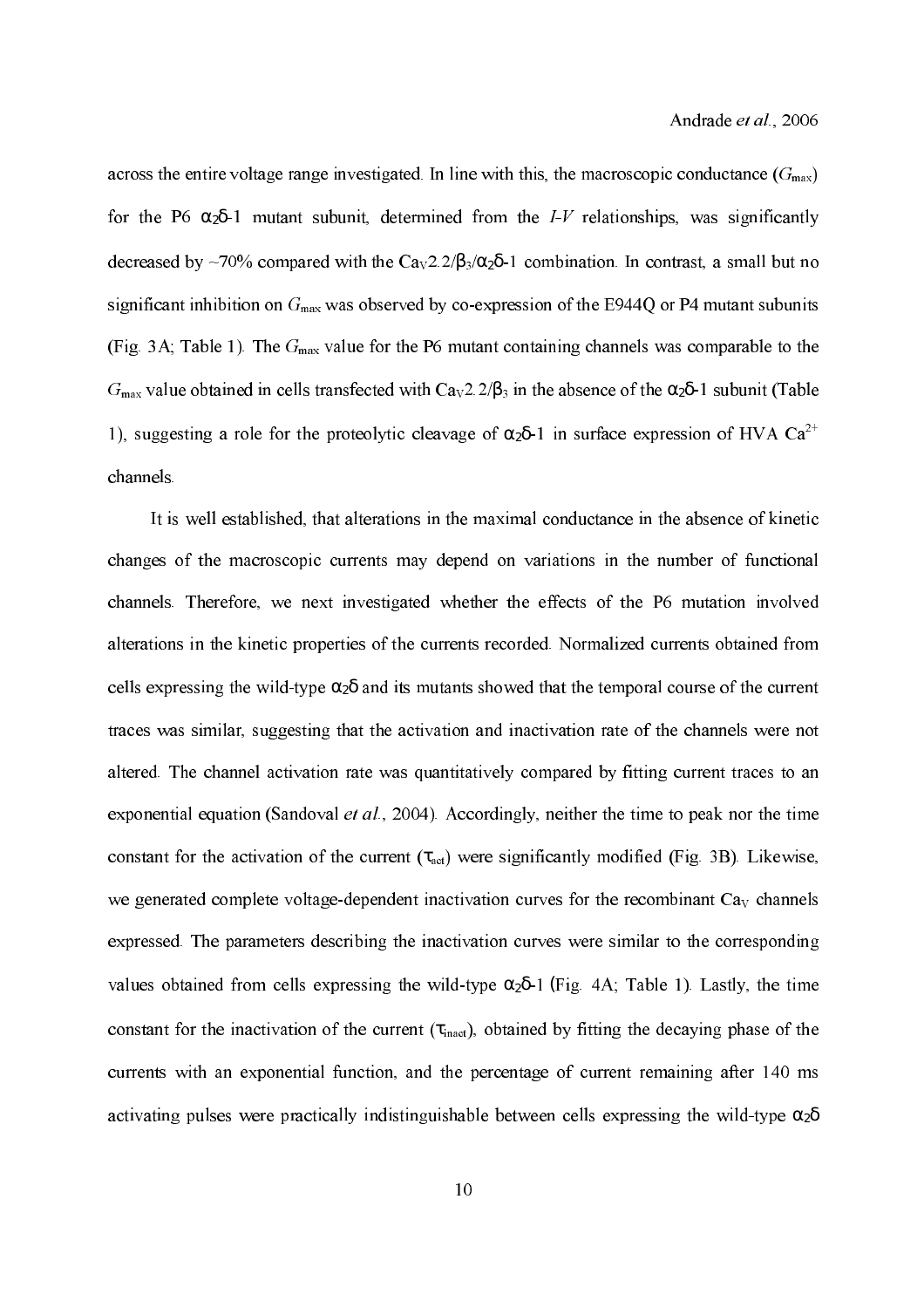across the entire voltage range investigated. In line with this, the macroscopic conductance ($G_{max}$) for the P6 $\alpha_2\delta$-1 mutant subunit, determined from the *I-V* relationships, was significantly decreased by ~70% compared with the $Ca_V2.2/\beta_3/\alpha_2\delta$-1 combination. In contrast, a small but no significant inhibition on $G_{max}$ was observed by co-expression of the E944Q or P4 mutant subunits (Fig. 3A; Table 1). The $G_{max}$ value for the P6 mutant containing channels was comparable to the $G_{max}$ value obtained in cells transfected with $Ca_V2.2/\beta_3$ in the absence of the $\alpha_2\delta$-1 subunit (Table 1), suggesting a role for the proteolytic cleavage of $\alpha_2\delta$-1 in surface expression of HVA $Ca^{2+}$ channels.

It is well established, that alterations in the maximal conductance in the absence of kinetic changes of the macroscopic currents may depend on variations in the number of functional channels. Therefore, we next investigated whether the effects of the P6 mutation involved alterations in the kinetic properties of the currents recorded. Normalized currents obtained from cells expressing the wild-type $\alpha_2\delta$ and its mutants showed that the temporal course of the current traces was similar, suggesting that the activation and inactivation rate of the channels were not altered. The channel activation rate was quantitatively compared by fitting current traces to an exponential equation (Sandoval *et al.*, 2004). Accordingly, neither the time to peak nor the time constant for the activation of the current ($\tau_{act}$) were significantly modified (Fig. 3B). Likewise, we generated complete voltage-dependent inactivation curves for the recombinant $Ca_V$ channels expressed. The parameters describing the inactivation curves were similar to the corresponding values obtained from cells expressing the wild-type $\alpha_2\delta$-1 (Fig. 4A; Table 1). Lastly, the time constant for the inactivation of the current ($\tau_{inact}$), obtained by fitting the decaying phase of the currents with an exponential function, and the percentage of current remaining after 140 ms activating pulses were practically indistinguishable between cells expressing the wild-type $\alpha_2\delta$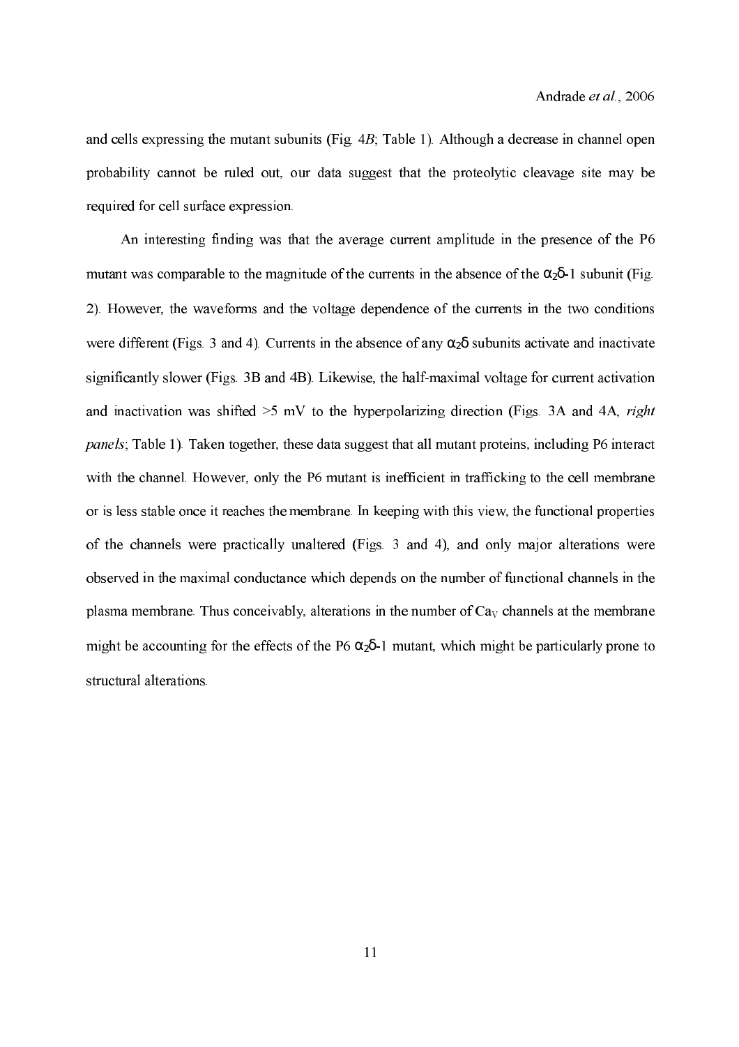and cells expressing the mutant subunits (Fig. 4*B*; Table 1). Although a decrease in channel open probability cannot be ruled out, our data suggest that the proteolytic cleavage site may be required for cell surface expression.

An interesting finding was that the average current amplitude in the presence of the P6 mutant was comparable to the magnitude of the currents in the absence of the $\alpha_2\delta$-1 subunit (Fig. 2). However, the waveforms and the voltage dependence of the currents in the two conditions were different (Figs. 3 and 4). Currents in the absence of any $\alpha_2\delta$ subunits activate and inactivate significantly slower (Figs. 3B and 4B). Likewise, the half-maximal voltage for current activation and inactivation was shifted >5 mV to the hyperpolarizing direction (Figs. 3A and 4A, *right panels*; Table 1). Taken together, these data suggest that all mutant proteins, including P6 interact with the channel. However, only the P6 mutant is inefficient in trafficking to the cell membrane or is less stable once it reaches the membrane. In keeping with this view, the functional properties of the channels were practically unaltered (Figs. 3 and 4), and only major alterations were observed in the maximal conductance which depends on the number of functional channels in the plasma membrane. Thus conceivably, alterations in the number of $Ca_V$ channels at the membrane might be accounting for the effects of the P6 $\alpha_2\delta$-1 mutant, which might be particularly prone to structural alterations.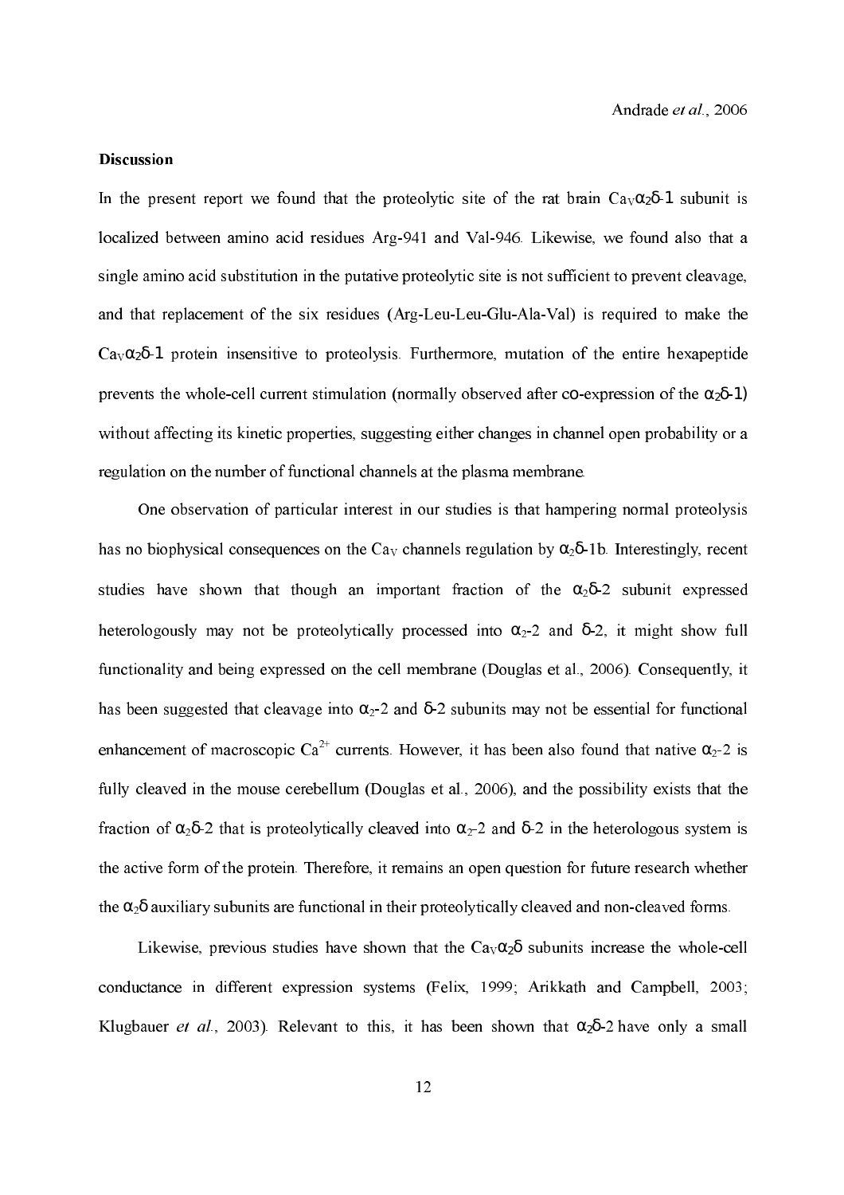**Discussion**

In the present report we found that the proteolytic site of the rat brain $Ca_V\alpha_2\delta$-1 subunit is localized between amino acid residues Arg-941 and Val-946. Likewise, we found also that a single amino acid substitution in the putative proteolytic site is not sufficient to prevent cleavage, and that replacement of the six residues (Arg-Leu-Leu-Glu-Ala-Val) is required to make the $Ca_V\alpha_2\delta$-1 protein insensitive to proteolysis. Furthermore, mutation of the entire hexapeptide prevents the whole-cell current stimulation (normally observed after co-expression of the $\alpha_2\delta$-1) without affecting its kinetic properties, suggesting either changes in channel open probability or a regulation on the number of functional channels at the plasma membrane.

One observation of particular interest in our studies is that hampering normal proteolysis has no biophysical consequences on the $Ca_V$ channels regulation by $\alpha_2\delta$-1b. Interestingly, recent studies have shown that though an important fraction of the $\alpha_2\delta$-2 subunit expressed heterologously may not be proteolytically processed into $\alpha_2$-2 and $\delta$-2, it might show full functionality and being expressed on the cell membrane (Douglas et al., 2006). Consequently, it has been suggested that cleavage into $\alpha_2$-2 and $\delta$-2 subunits may not be essential for functional enhancement of macroscopic $Ca^{2+}$ currents. However, it has been also found that native $\alpha_2$-2 is fully cleaved in the mouse cerebellum (Douglas et al., 2006), and the possibility exists that the fraction of $\alpha_2\delta$-2 that is proteolytically cleaved into $\alpha_2$-2 and $\delta$-2 in the heterologous system is the active form of the protein. Therefore, it remains an open question for future research whether the $\alpha_2\delta$ auxiliary subunits are functional in their proteolytically cleaved and non-cleaved forms.

Likewise, previous studies have shown that the $Ca_V\alpha_2\delta$ subunits increase the whole-cell conductance in different expression systems (Felix, 1999; Arikkath and Campbell, 2003; Klugbauer *et al.*, 2003). Relevant to this, it has been shown that $\alpha_2\delta$-2 have only a small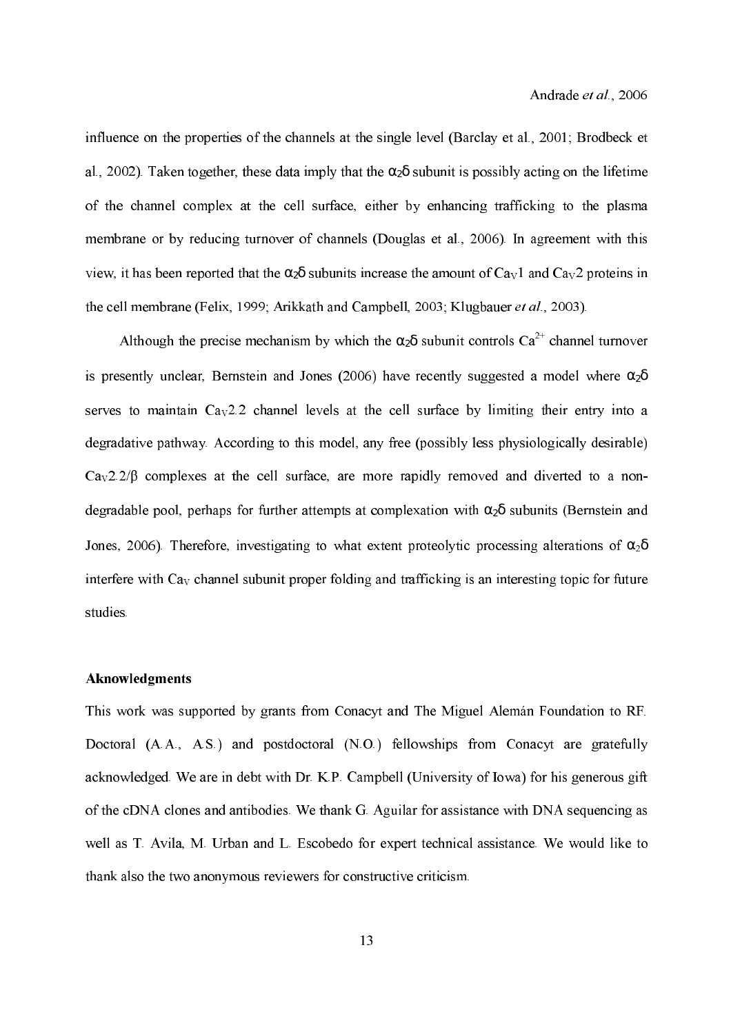influence on the properties of the channels at the single level (Barclay et al., 2001; Brodbeck et al., 2002). Taken together, these data imply that the $\alpha_2\delta$ subunit is possibly acting on the lifetime of the channel complex at the cell surface, either by enhancing trafficking to the plasma membrane or by reducing turnover of channels (Douglas et al., 2006). In agreement with this view, it has been reported that the $\alpha_2\delta$ subunits increase the amount of $Ca_V1$ and $Ca_V2$ proteins in the cell membrane (Felix, 1999; Arikkath and Campbell, 2003; Klugbauer *et al.*, 2003).

Although the precise mechanism by which the $\alpha_2\delta$ subunit controls $Ca^{2+}$ channel turnover is presently unclear, Bernstein and Jones (2006) have recently suggested a model where $\alpha_2\delta$ serves to maintain $Ca_V2.2$ channel levels at the cell surface by limiting their entry into a degradative pathway. According to this model, any free (possibly less physiologically desirable) $Ca_V2.2/\beta$ complexes at the cell surface, are more rapidly removed and diverted to a non-degradable pool, perhaps for further attempts at complexation with $\alpha_2\delta$ subunits (Bernstein and Jones, 2006). Therefore, investigating to what extent proteolytic processing alterations of $\alpha_2\delta$ interfere with $Ca_V$ channel subunit proper folding and trafficking is an interesting topic for future studies.

**Aknowledgments**

This work was supported by grants from Conacyt and The Miguel Alemán Foundation to RF. Doctoral (A.A., A.S.) and postdoctoral (N.O.) fellowships from Conacyt are gratefully acknowledged. We are in debt with Dr. K.P. Campbell (University of Iowa) for his generous gift of the cDNA clones and antibodies. We thank G. Aguilar for assistance with DNA sequencing as well as T. Avila, M. Urban and L. Escobedo for expert technical assistance. We would like to thank also the two anonymous reviewers for constructive criticism.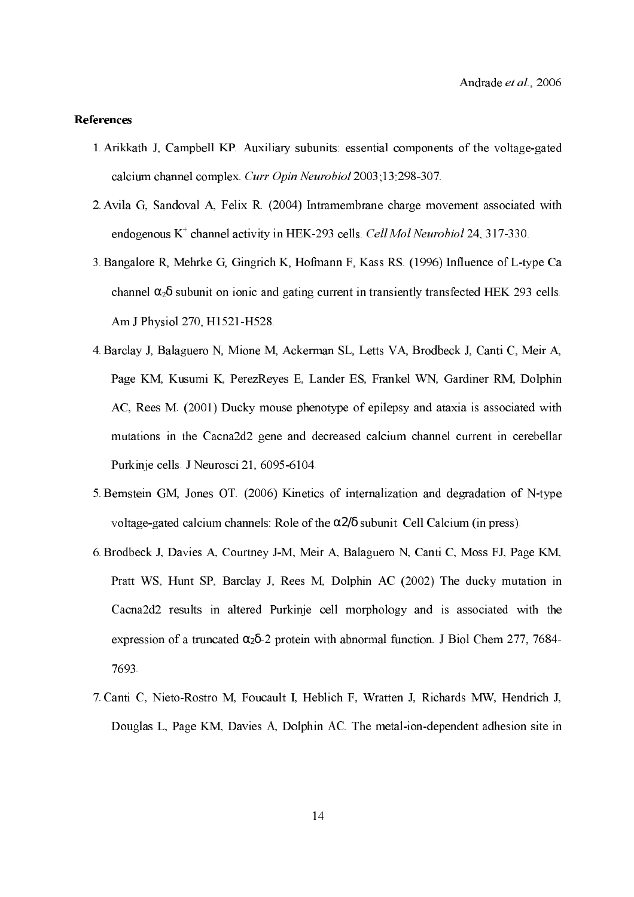**References**

1. Arikkath J, Campbell KP. Auxiliary subunits: essential components of the voltage-gated calcium channel complex. *Curr Opin Neurobiol* 2003;13:298-307.
2. Avila G, Sandoval A, Felix R. (2004) Intramembrane charge movement associated with endogenous $K^+$ channel activity in HEK-293 cells. *Cell Mol Neurobiol* 24, 317-330.
3. Bangalore R, Mehrke G, Gingrich K, Hofmann F, Kass RS. (1996) Influence of L-type Ca channel $\alpha_2\delta$ subunit on ionic and gating current in transiently transfected HEK 293 cells. Am J Physiol 270, H1521-H528.
4. Barclay J, Balaguero N, Mione M, Ackerman SL, Letts VA, Brodbeck J, Canti C, Meir A, Page KM, Kusumi K, PerezReyes E, Lander ES, Frankel WN, Gardiner RM, Dolphin AC, Rees M. (2001) Ducky mouse phenotype of epilepsy and ataxia is associated with mutations in the Cacna2d2 gene and decreased calcium channel current in cerebellar Purkinje cells. J Neurosci 21, 6095-6104.
5. Bernstein GM, Jones OT. (2006) Kinetics of internalization and degradation of N-type voltage-gated calcium channels: Role of the $\alpha 2/\delta$ subunit. Cell Calcium (in press).
6. Brodbeck J, Davies A, Courtney J-M, Meir A, Balaguero N, Canti C, Moss FJ, Page KM, Pratt WS, Hunt SP, Barclay J, Rees M, Dolphin AC (2002) The ducky mutation in Cacna2d2 results in altered Purkinje cell morphology and is associated with the expression of a truncated $\alpha_2\delta$-2 protein with abnormal function. J Biol Chem 277, 7684-7693.
7. Canti C, Nieto-Rostro M, Foucault I, Heblich F, Wratten J, Richards MW, Hendrich J, Douglas L, Page KM, Davies A, Dolphin AC. The metal-ion-dependent adhesion site in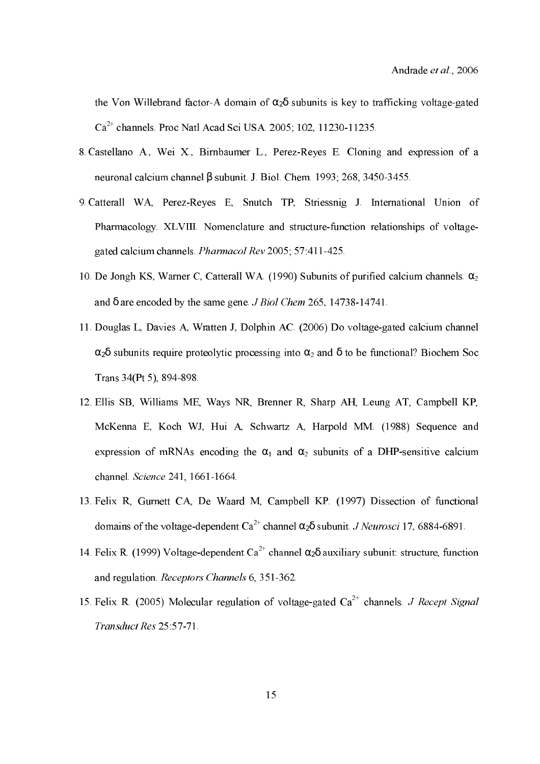the Von Willebrand factor-A domain of $\alpha_2\delta$ subunits is key to trafficking voltage-gated $Ca^{2+}$ channels. Proc Natl Acad Sci USA. 2005; 102, 11230-11235.

8. Castellano A., Wei X., Birnbaumer L., Perez-Reyes E. Cloning and expression of a neuronal calcium channel $\beta$ subunit. J. Biol. Chem. 1993; 268, 3450-3455.
9. Catterall WA, Perez-Reyes E, Snutch TP, Striessnig J. International Union of Pharmacology. XLVIII. Nomenclature and structure-function relationships of voltage-gated calcium channels. *Pharmacol Rev* 2005; 57:411-425.
10. De Jongh KS, Warner C, Catterall WA. (1990) Subunits of purified calcium channels. $\alpha_2$ and $\delta$ are encoded by the same gene. *J Biol Chem* 265, 14738-14741.
11. Douglas L, Davies A, Wratten J, Dolphin AC. (2006) Do voltage-gated calcium channel $\alpha_2\delta$ subunits require proteolytic processing into $\alpha_2$ and $\delta$ to be functional? Biochem Soc Trans 34(Pt 5), 894-898.
12. Ellis SB, Williams ME, Ways NR, Brenner R, Sharp AH, Leung AT, Campbell KP, McKenna E, Koch WJ, Hui A, Schwartz A, Harpold MM. (1988) Sequence and expression of mRNAs encoding the $\alpha_1$ and $\alpha_2$ subunits of a DHP-sensitive calcium channel. *Science* 241, 1661-1664.
13. Felix R, Gurnett CA, De Waard M, Campbell KP. (1997) Dissection of functional domains of the voltage-dependent $Ca^{2+}$ channel $\alpha_2\delta$ subunit. *J Neurosci* 17, 6884-6891.
14. Felix R. (1999) Voltage-dependent $Ca^{2+}$ channel $\alpha_2\delta$ auxiliary subunit: structure, function and regulation. *Receptors Channels* 6, 351-362.
15. Felix R. (2005) Molecular regulation of voltage-gated $Ca^{2+}$ channels. *J Recept Signal Transduct Res* 25:57-71.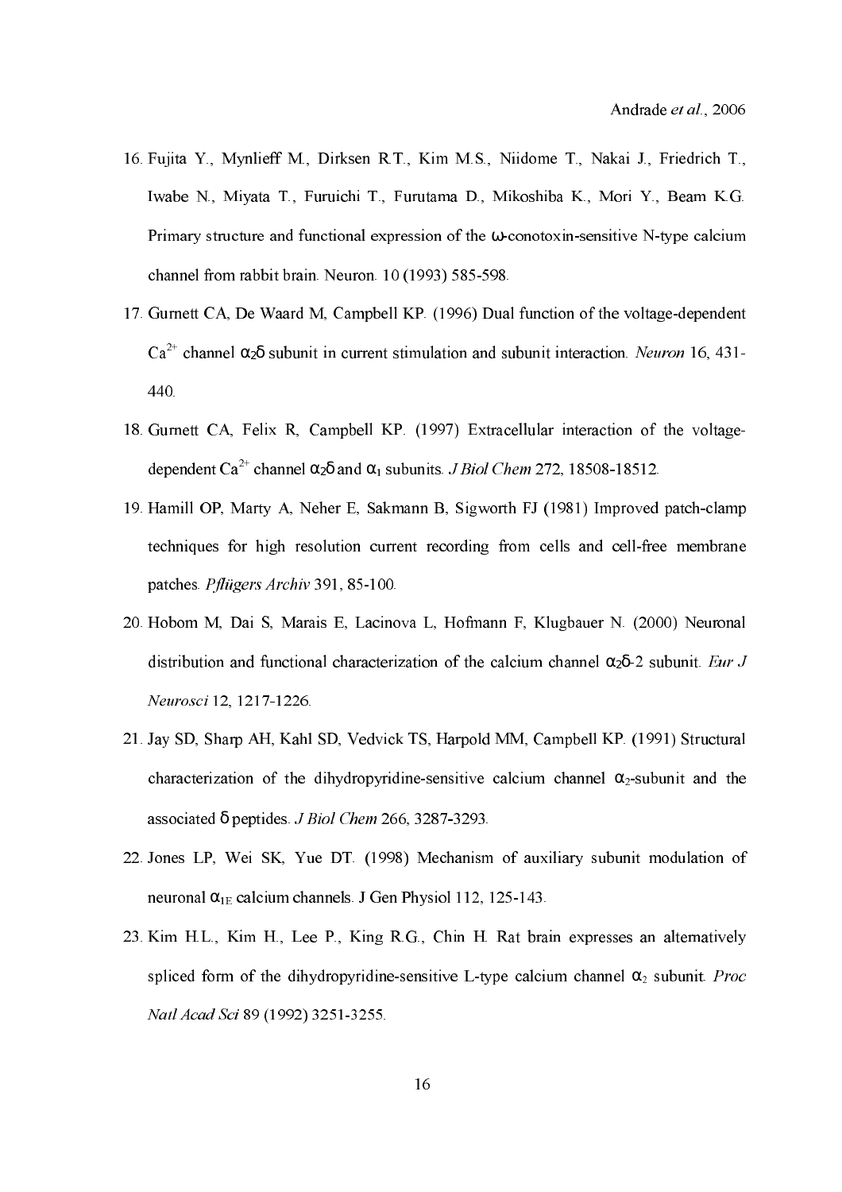16. Fujita Y., Mynlieff M., Dirksen R.T., Kim M.S., Niidome T., Nakai J., Friedrich T., Iwabe N., Miyata T., Furuichi T., Furutama D., Mikoshiba K., Mori Y., Beam K.G. Primary structure and functional expression of the ω-conotoxin-sensitive N-type calcium channel from rabbit brain. Neuron. 10 (1993) 585-598.

17. Gurnett CA, De Waard M, Campbell KP. (1996) Dual function of the voltage-dependent $Ca^{2+}$ channel $\alpha_2\delta$ subunit in current stimulation and subunit interaction. *Neuron* 16, 431-440.

18. Gurnett CA, Felix R, Campbell KP. (1997) Extracellular interaction of the voltage-dependent $Ca^{2+}$ channel $\alpha_2\delta$ and $\alpha_1$ subunits. *J Biol Chem* 272, 18508-18512.

19. Hamill OP, Marty A, Neher E, Sakmann B, Sigworth FJ (1981) Improved patch-clamp techniques for high resolution current recording from cells and cell-free membrane patches. *Pflügers Archiv* 391, 85-100.

20. Hobom M, Dai S, Marais E, Lacinova L, Hofmann F, Klugbauer N. (2000) Neuronal distribution and functional characterization of the calcium channel $\alpha_2\delta$-2 subunit. *Eur J Neurosci* 12, 1217-1226.

21. Jay SD, Sharp AH, Kahl SD, Vedvick TS, Harpold MM, Campbell KP. (1991) Structural characterization of the dihydropyridine-sensitive calcium channel $\alpha_2$-subunit and the associated δ peptides. *J Biol Chem* 266, 3287-3293.

22. Jones LP, Wei SK, Yue DT. (1998) Mechanism of auxiliary subunit modulation of neuronal $\alpha_{1E}$ calcium channels. J Gen Physiol 112, 125-143.

23. Kim H.L., Kim H., Lee P., King R.G., Chin H. Rat brain expresses an alternatively spliced form of the dihydropyridine-sensitive L-type calcium channel $\alpha_2$ subunit. *Proc Natl Acad Sci* 89 (1992) 3251-3255.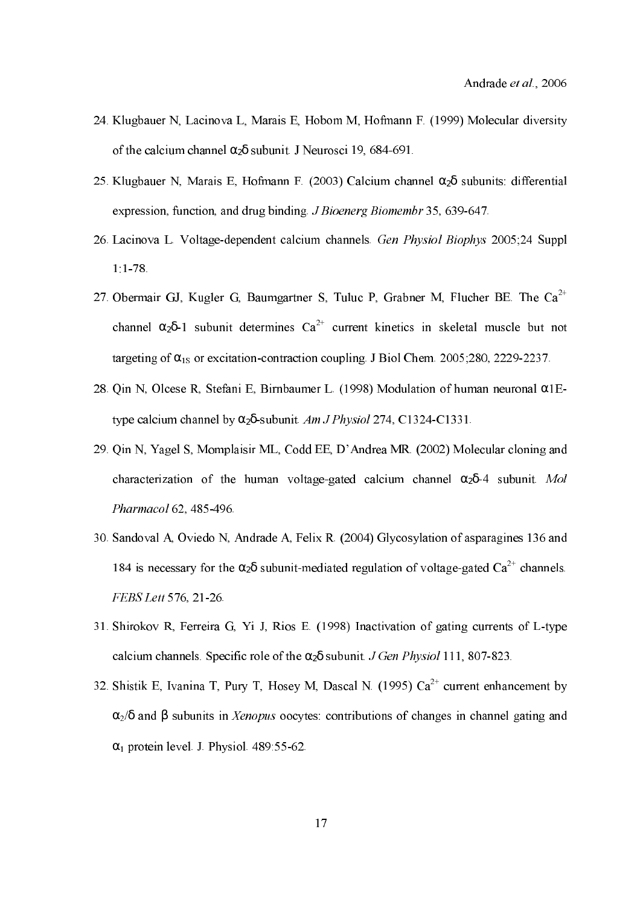24. Klugbauer N, Lacinova L, Marais E, Hobom M, Hofmann F. (1999) Molecular diversity of the calcium channel $\alpha_2\delta$ subunit. J Neurosci 19, 684-691.

25. Klugbauer N, Marais E, Hofmann F. (2003) Calcium channel $\alpha_2\delta$ subunits: differential expression, function, and drug binding. *J Bioenerg Biomembr* 35, 639-647.

26. Lacinova L. Voltage-dependent calcium channels. *Gen Physiol Biophys* 2005;24 Suppl 1:1-78.

27. Obermair GJ, Kugler G, Baumgartner S, Tuluc P, Grabner M, Flucher BE. The $Ca^{2+}$ channel $\alpha_2\delta$-1 subunit determines $Ca^{2+}$ current kinetics in skeletal muscle but not targeting of $\alpha_{1S}$ or excitation-contraction coupling. J Biol Chem. 2005;280, 2229-2237.

28. Qin N, Olcese R, Stefani E, Birnbaumer L. (1998) Modulation of human neuronal $\alpha$1E-type calcium channel by $\alpha_2\delta$-subunit. *Am J Physiol* 274, C1324-C1331.

29. Qin N, Yagel S, Momplaisir ML, Codd EE, D'Andrea MR. (2002) Molecular cloning and characterization of the human voltage-gated calcium channel $\alpha_2\delta$-4 subunit. *Mol Pharmacol* 62, 485-496.

30. Sandoval A, Oviedo N, Andrade A, Felix R. (2004) Glycosylation of asparagines 136 and 184 is necessary for the $\alpha_2\delta$ subunit-mediated regulation of voltage-gated $Ca^{2+}$ channels. *FEBS Lett* 576, 21-26.

31. Shirokov R, Ferreira G, Yi J, Rios E. (1998) Inactivation of gating currents of L-type calcium channels. Specific role of the $\alpha_2\delta$ subunit. *J Gen Physiol* 111, 807-823.

32. Shistik E, Ivanina T, Pury T, Hosey M, Dascal N. (1995) $Ca^{2+}$ current enhancement by $\alpha_2/\delta$ and $\beta$ subunits in *Xenopus* oocytes: contributions of changes in channel gating and $\alpha_1$ protein level. J. Physiol. 489:55-62.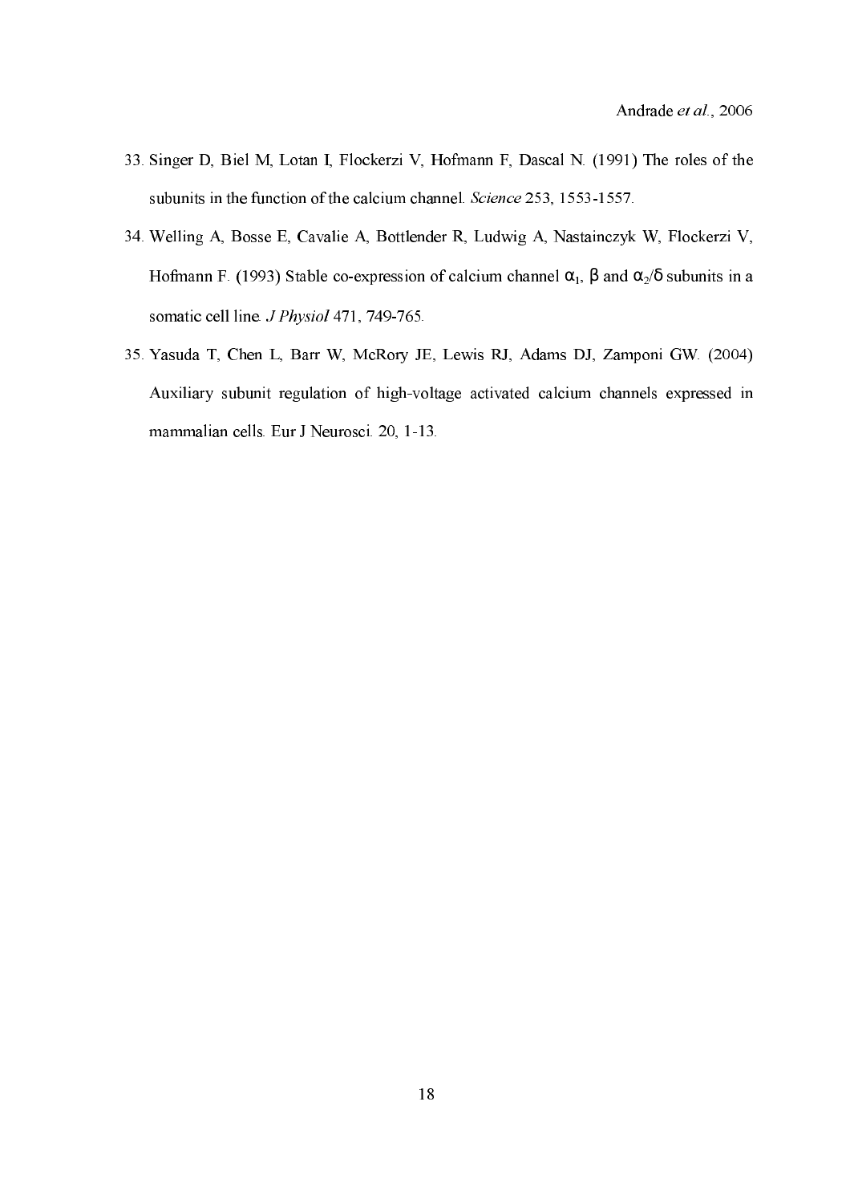33. Singer D, Biel M, Lotan I, Flockerzi V, Hofmann F, Dascal N. (1991) The roles of the subunits in the function of the calcium channel. *Science* 253, 1553-1557.
34. Welling A, Bosse E, Cavalie A, Bottlender R, Ludwig A, Nastainczyk W, Flockerzi V, Hofmann F. (1993) Stable co-expression of calcium channel $\alpha_1$, $\beta$ and $\alpha_2/\delta$ subunits in a somatic cell line. *J Physiol* 471, 749-765.
35. Yasuda T, Chen L, Barr W, McRory JE, Lewis RJ, Adams DJ, Zamponi GW. (2004) Auxiliary subunit regulation of high-voltage activated calcium channels expressed in mammalian cells. Eur J Neurosci. 20, 1-13.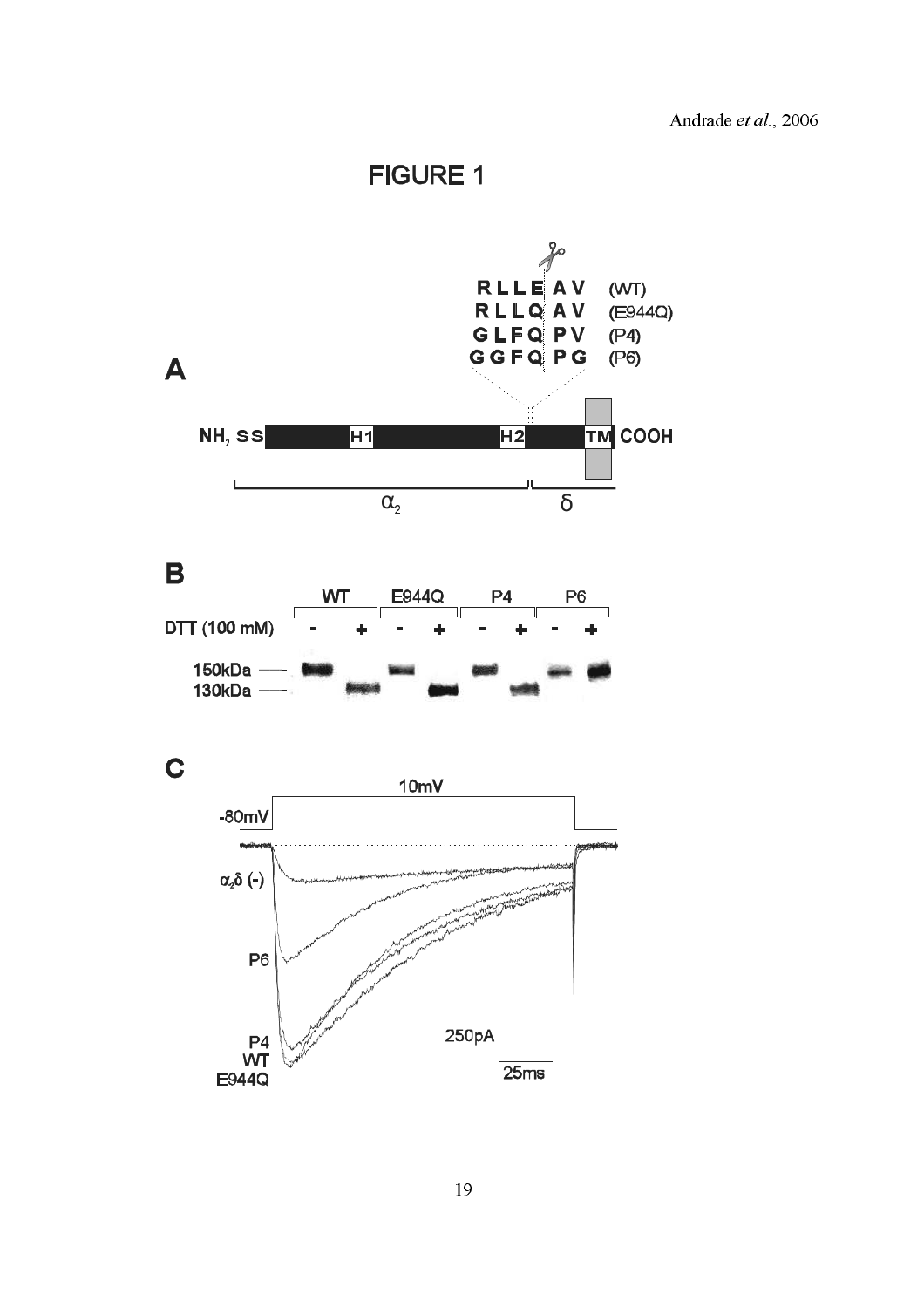# FIGURE 1

**A**

RLLE | AV (WT)

RLLQ | AV (E944Q)

GLFQ | PV (P4)

GGFQ | PG (P6)

NH$_2$ SS H1 H2 TM COOH

$\alpha_2$ $\delta$

**B**

| | WT | | E944Q | | P4 | | P6 | |
|---|---|---|---|---|---|---|---|---|
| DTT (100 mM) | - | + | - | + | - | + | - | + |

150kDa

130kDa

**C**

10mV

-80mV

$\alpha_2\delta$ (-)

P6

P4

WT

E944Q

250pA

25ms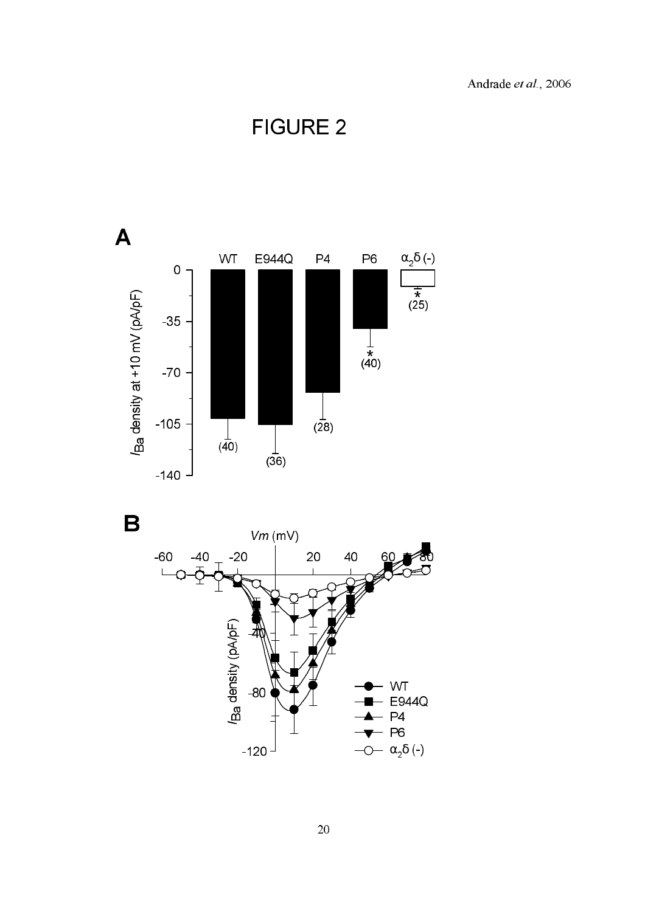# FIGURE 2

A

B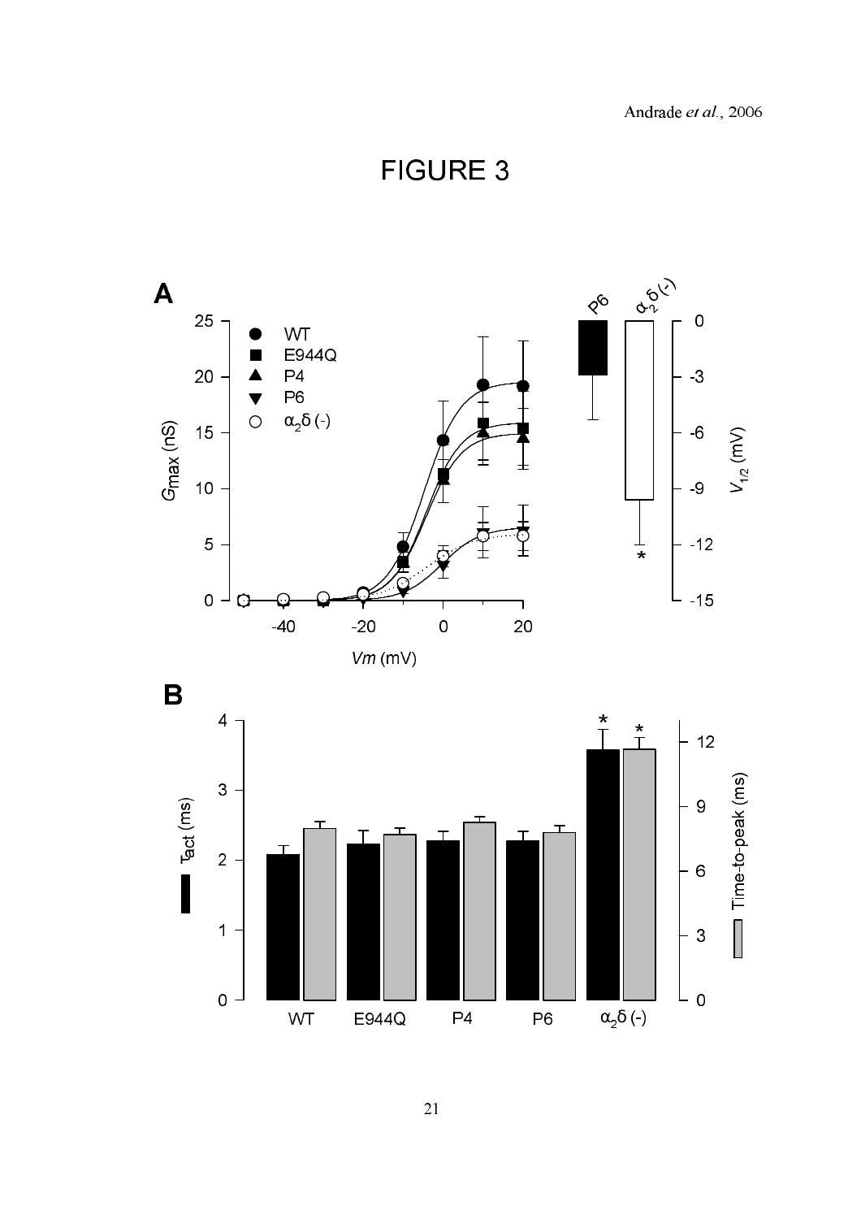# FIGURE 3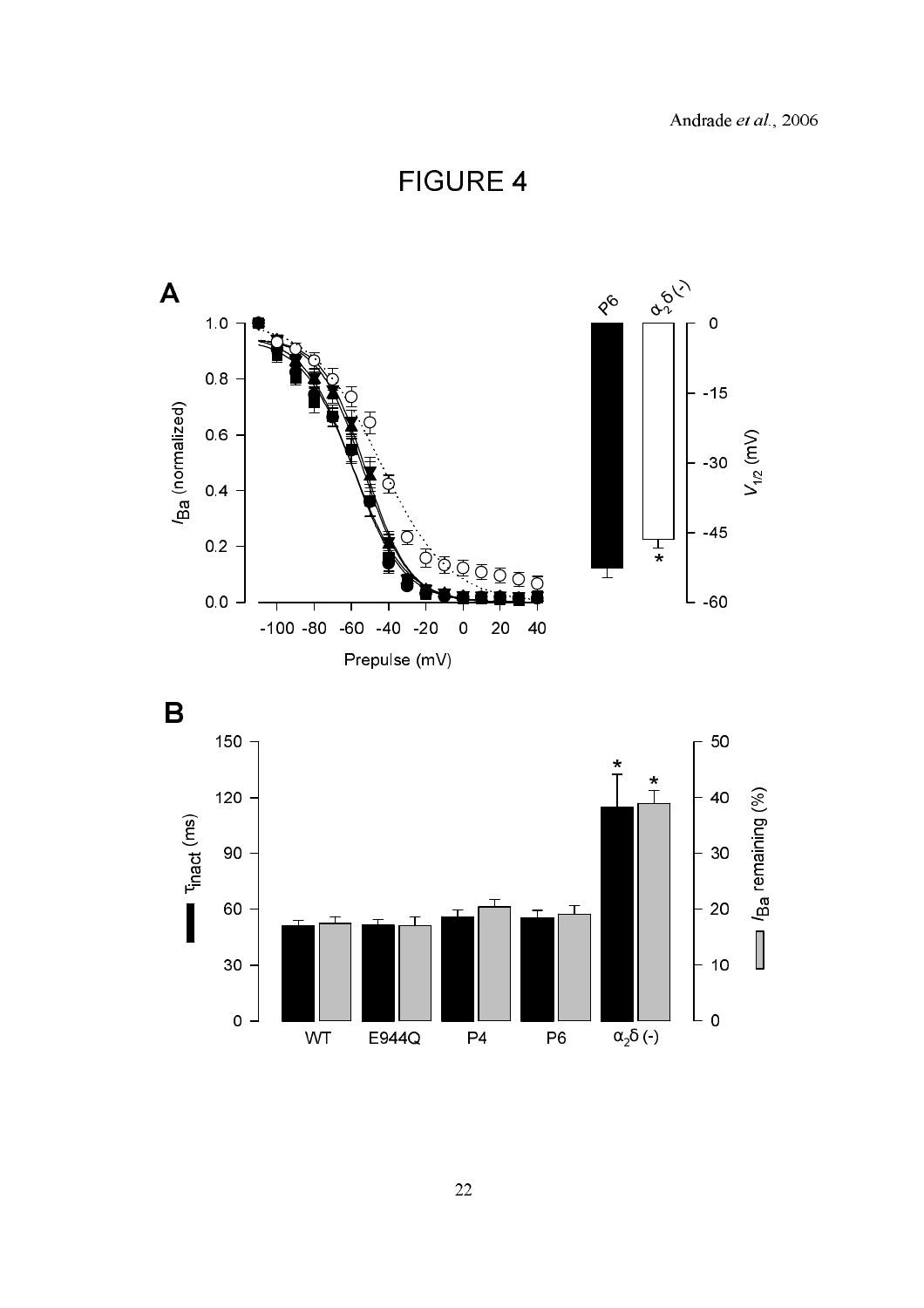# FIGURE 4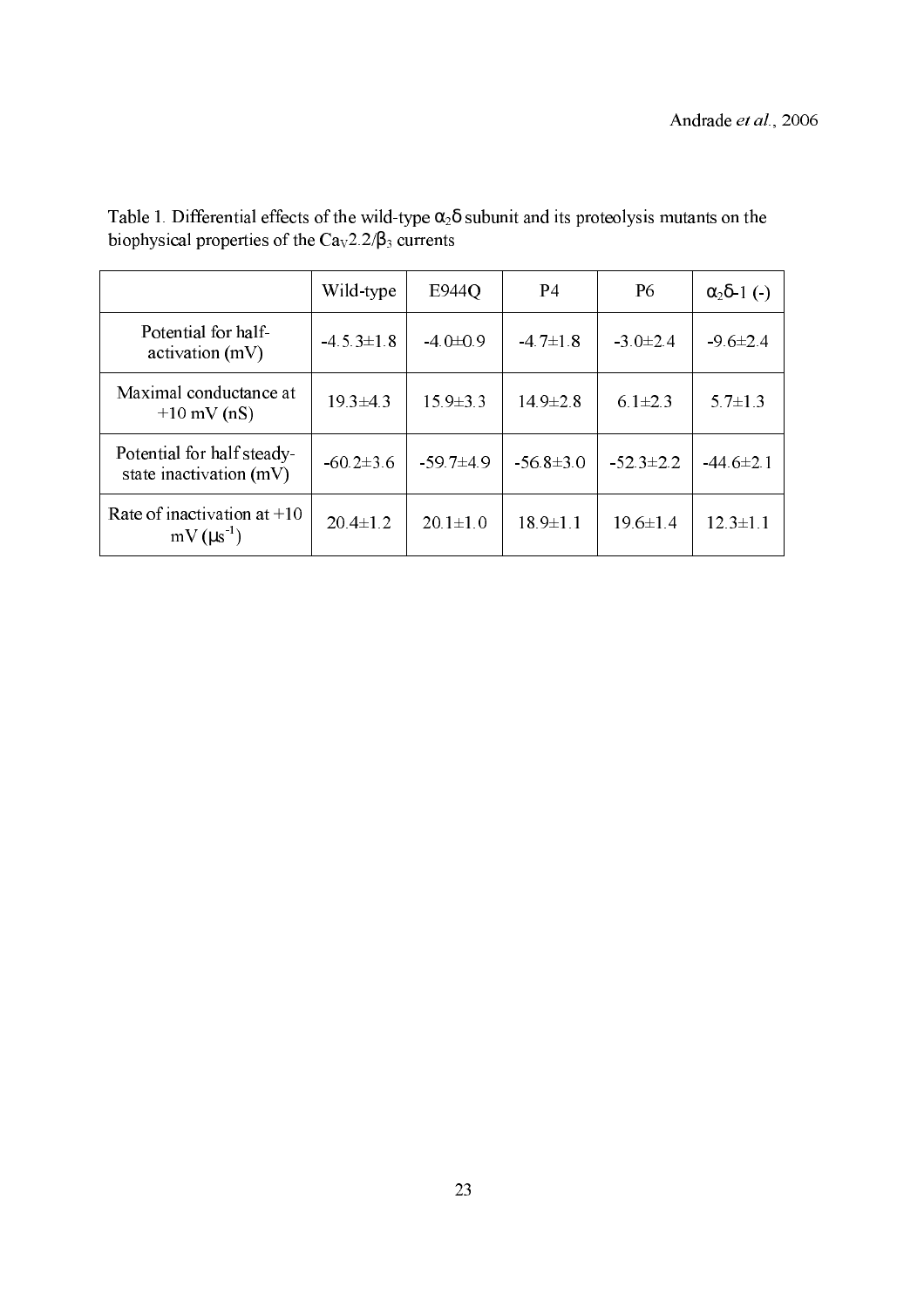Table 1. Differential effects of the wild-type $\alpha_2\delta$ subunit and its proteolysis mutants on the biophysical properties of the $Ca_V2.2/\beta_3$ currents

| | Wild-type | E944Q | P4 | P6 | $\alpha_2\delta$-1 (-) |
|---|---|---|---|---|---|
| Potential for half-activation (mV) | -4.5.3±1.8 | -4.0±0.9 | -4.7±1.8 | -3.0±2.4 | -9.6±2.4 |
| Maximal conductance at +10 mV (nS) | 19.3±4.3 | 15.9±3.3 | 14.9±2.8 | 6.1±2.3 | 5.7±1.3 |
| Potential for half steady-state inactivation (mV) | -60.2±3.6 | -59.7±4.9 | -56.8±3.0 | -52.3±2.2 | -44.6±2.1 |
| Rate of inactivation at +10 mV ($\mu s^{-1}$) | 20.4±1.2 | 20.1±1.0 | 18.9±1.1 | 19.6±1.4 | 12.3±1.1 |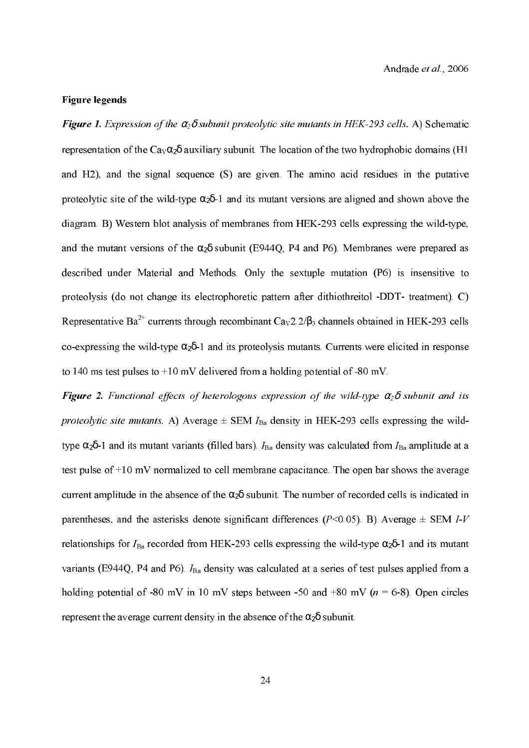**Figure legends**

***Figure 1.*** *Expression of the $\alpha_2\delta$ subunit proteolytic site mutants in HEK-293 cells.* A) Schematic representation of the $Ca_V\alpha_2\delta$ auxiliary subunit. The location of the two hydrophobic domains (H1 and H2), and the signal sequence (S) are given. The amino acid residues in the putative proteolytic site of the wild-type $\alpha_2\delta$-1 and its mutant versions are aligned and shown above the diagram. B) Western blot analysis of membranes from HEK-293 cells expressing the wild-type, and the mutant versions of the $\alpha_2\delta$ subunit (E944Q, P4 and P6). Membranes were prepared as described under Material and Methods. Only the sextuple mutation (P6) is insensitive to proteolysis (do not change its electrophoretic pattern after dithiothreitol -DDT- treatment). C) Representative $Ba^{2+}$ currents through recombinant $Ca_V2.2/\beta_3$ channels obtained in HEK-293 cells co-expressing the wild-type $\alpha_2\delta$-1 and its proteolysis mutants. Currents were elicited in response to 140 ms test pulses to +10 mV delivered from a holding potential of -80 mV.

***Figure 2.*** *Functional effects of heterologous expression of the wild-type $\alpha_2\delta$ subunit and its proteolytic site mutants.* A) Average ± SEM $I_{Ba}$ density in HEK-293 cells expressing the wild-type $\alpha_2\delta$-1 and its mutant variants (filled bars). $I_{Ba}$ density was calculated from $I_{Ba}$ amplitude at a test pulse of +10 mV normalized to cell membrane capacitance. The open bar shows the average current amplitude in the absence of the $\alpha_2\delta$ subunit. The number of recorded cells is indicated in parentheses, and the asterisks denote significant differences ($P<0.05$). B) Average ± SEM *I-V* relationships for $I_{Ba}$ recorded from HEK-293 cells expressing the wild-type $\alpha_2\delta$-1 and its mutant variants (E944Q, P4 and P6). $I_{Ba}$ density was calculated at a series of test pulses applied from a holding potential of -80 mV in 10 mV steps between -50 and +80 mV ($n$ = 6-8). Open circles represent the average current density in the absence of the $\alpha_2\delta$ subunit.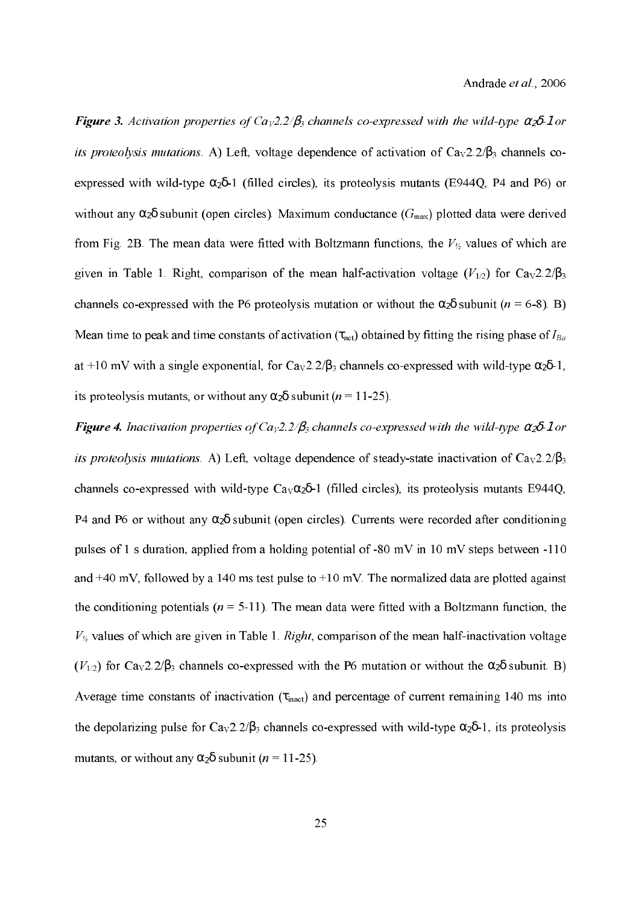***Figure 3.*** *Activation properties of $Ca_V2.2/\beta_3$ channels co-expressed with the wild-type $\alpha_2\delta$-1 or its proteolysis mutations.* A) Left, voltage dependence of activation of $Ca_V2.2/\beta_3$ channels co-expressed with wild-type $\alpha_2\delta$-1 (filled circles), its proteolysis mutants (E944Q, P4 and P6) or without any $\alpha_2\delta$ subunit (open circles). Maximum conductance ($G_{max}$) plotted data were derived from Fig. 2B. The mean data were fitted with Boltzmann functions, the $V_{½}$ values of which are given in Table 1. Right, comparison of the mean half-activation voltage ($V_{1/2}$) for $Ca_V2.2/\beta_3$ channels co-expressed with the P6 proteolysis mutation or without the $\alpha_2\delta$ subunit ($n$ = 6-8). B) Mean time to peak and time constants of activation ($\tau_{act}$) obtained by fitting the rising phase of $I_{Ba}$ at +10 mV with a single exponential, for $Ca_V2.2/\beta_3$ channels co-expressed with wild-type $\alpha_2\delta$-1, its proteolysis mutants, or without any $\alpha_2\delta$ subunit ($n$ = 11-25).

***Figure 4.*** *Inactivation properties of $Ca_V2.2/\beta_3$ channels co-expressed with the wild-type $\alpha_2\delta$-1 or its proteolysis mutations.* A) Left, voltage dependence of steady-state inactivation of $Ca_V2.2/\beta_3$ channels co-expressed with wild-type $Ca_V\alpha_2\delta$-1 (filled circles), its proteolysis mutants E944Q, P4 and P6 or without any $\alpha_2\delta$ subunit (open circles). Currents were recorded after conditioning pulses of 1 s duration, applied from a holding potential of -80 mV in 10 mV steps between -110 and +40 mV, followed by a 140 ms test pulse to +10 mV. The normalized data are plotted against the conditioning potentials ($n$ = 5-11). The mean data were fitted with a Boltzmann function, the $V_{½}$ values of which are given in Table 1. *Right*, comparison of the mean half-inactivation voltage ($V_{1/2}$) for $Ca_V2.2/\beta_3$ channels co-expressed with the P6 mutation or without the $\alpha_2\delta$ subunit. B) Average time constants of inactivation ($\tau_{inact}$) and percentage of current remaining 140 ms into the depolarizing pulse for $Ca_V2.2/\beta_3$ channels co-expressed with wild-type $\alpha_2\delta$-1, its proteolysis mutants, or without any $\alpha_2\delta$ subunit ($n$ = 11-25).